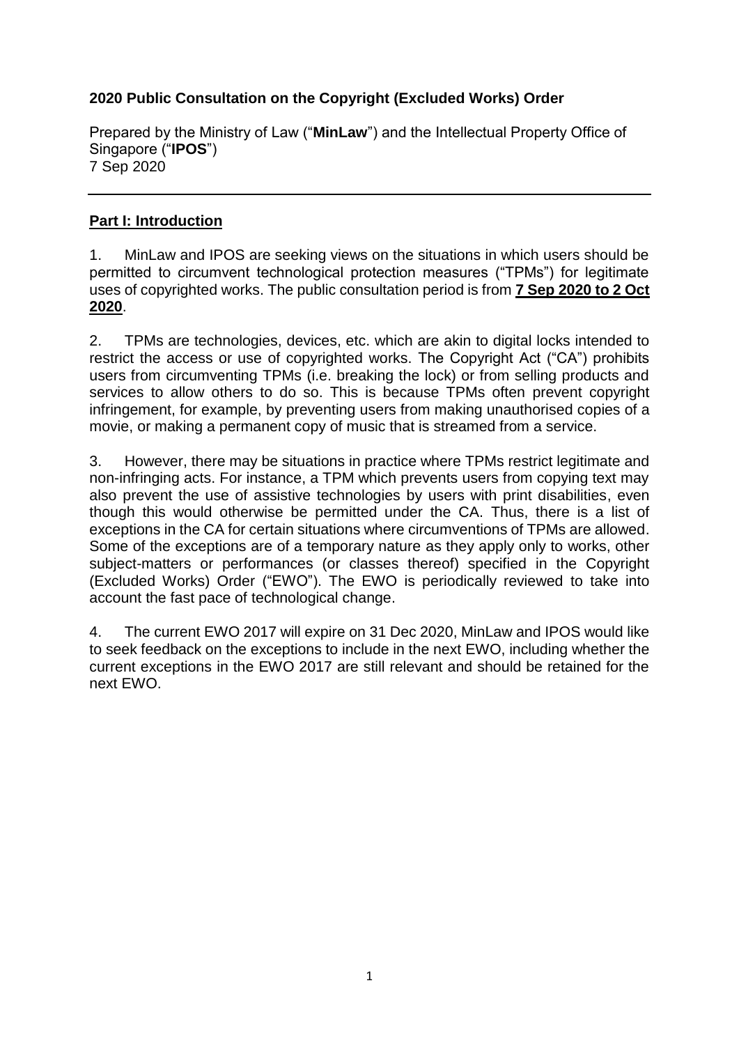**2020 Public Consultation on the Copyright (Excluded Works) Order**

Prepared by the Ministry of Law ("**MinLaw**") and the Intellectual Property Office of Singapore ("**IPOS**")
7 Sep 2020

---

## **Part I: Introduction**

1. MinLaw and IPOS are seeking views on the situations in which users should be permitted to circumvent technological protection measures ("TPMs") for legitimate uses of copyrighted works. The public consultation period is from **7 Sep 2020 to 2 Oct 2020**.

2. TPMs are technologies, devices, etc. which are akin to digital locks intended to restrict the access or use of copyrighted works. The Copyright Act ("CA") prohibits users from circumventing TPMs (i.e. breaking the lock) or from selling products and services to allow others to do so. This is because TPMs often prevent copyright infringement, for example, by preventing users from making unauthorised copies of a movie, or making a permanent copy of music that is streamed from a service.

3. However, there may be situations in practice where TPMs restrict legitimate and non-infringing acts. For instance, a TPM which prevents users from copying text may also prevent the use of assistive technologies by users with print disabilities, even though this would otherwise be permitted under the CA. Thus, there is a list of exceptions in the CA for certain situations where circumventions of TPMs are allowed. Some of the exceptions are of a temporary nature as they apply only to works, other subject-matters or performances (or classes thereof) specified in the Copyright (Excluded Works) Order ("EWO"). The EWO is periodically reviewed to take into account the fast pace of technological change.

4. The current EWO 2017 will expire on 31 Dec 2020, MinLaw and IPOS would like to seek feedback on the exceptions to include in the next EWO, including whether the current exceptions in the EWO 2017 are still relevant and should be retained for the next EWO.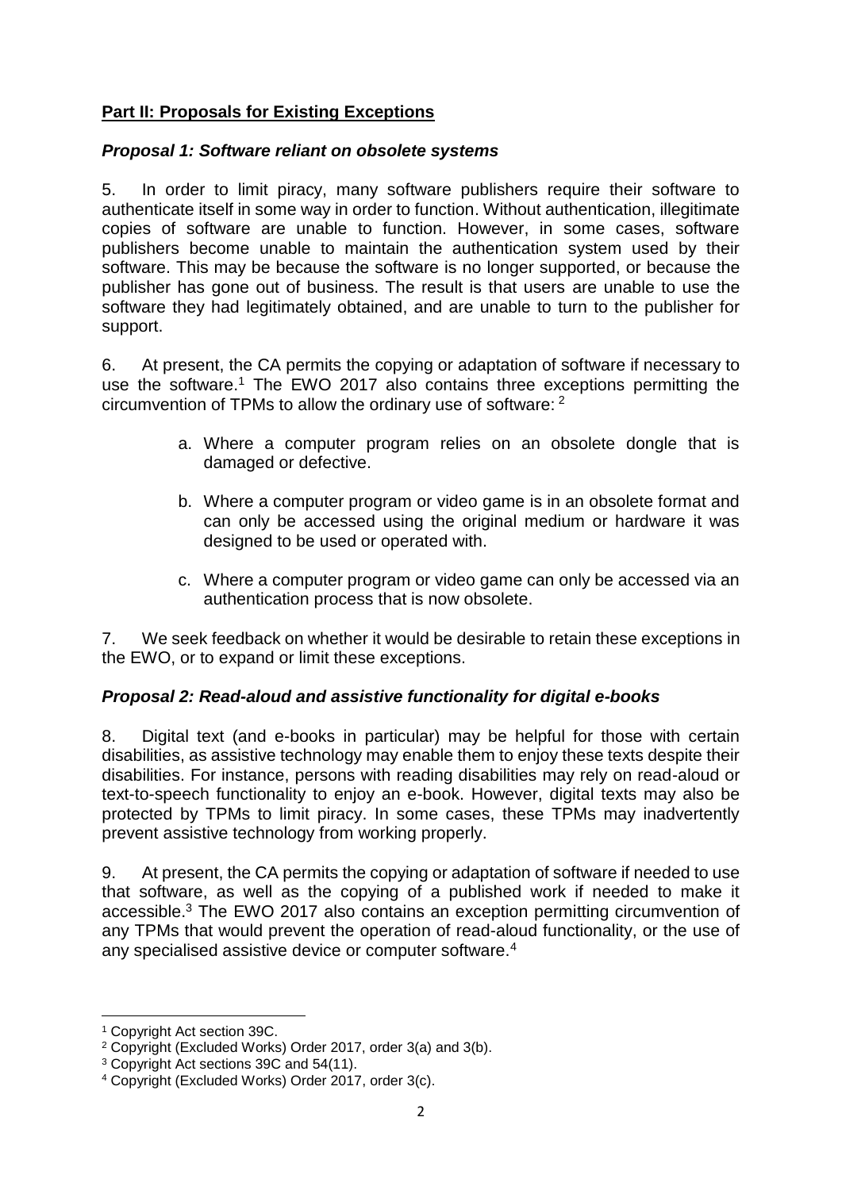## **Part II: Proposals for Existing Exceptions**

### ***Proposal 1: Software reliant on obsolete systems***

5. In order to limit piracy, many software publishers require their software to authenticate itself in some way in order to function. Without authentication, illegitimate copies of software are unable to function. However, in some cases, software publishers become unable to maintain the authentication system used by their software. This may be because the software is no longer supported, or because the publisher has gone out of business. The result is that users are unable to use the software they had legitimately obtained, and are unable to turn to the publisher for support.

6. At present, the CA permits the copying or adaptation of software if necessary to use the software.[1] The EWO 2017 also contains three exceptions permitting the circumvention of TPMs to allow the ordinary use of software: [2]

a. Where a computer program relies on an obsolete dongle that is damaged or defective.

b. Where a computer program or video game is in an obsolete format and can only be accessed using the original medium or hardware it was designed to be used or operated with.

c. Where a computer program or video game can only be accessed via an authentication process that is now obsolete.

7. We seek feedback on whether it would be desirable to retain these exceptions in the EWO, or to expand or limit these exceptions.

### ***Proposal 2: Read-aloud and assistive functionality for digital e-books***

8. Digital text (and e-books in particular) may be helpful for those with certain disabilities, as assistive technology may enable them to enjoy these texts despite their disabilities. For instance, persons with reading disabilities may rely on read-aloud or text-to-speech functionality to enjoy an e-book. However, digital texts may also be protected by TPMs to limit piracy. In some cases, these TPMs may inadvertently prevent assistive technology from working properly.

9. At present, the CA permits the copying or adaptation of software if needed to use that software, as well as the copying of a published work if needed to make it accessible.[3] The EWO 2017 also contains an exception permitting circumvention of any TPMs that would prevent the operation of read-aloud functionality, or the use of any specialised assistive device or computer software.[4]

---

[1] Copyright Act section 39C.

[2] Copyright (Excluded Works) Order 2017, order 3(a) and 3(b).

[3] Copyright Act sections 39C and 54(11).

[4] Copyright (Excluded Works) Order 2017, order 3(c).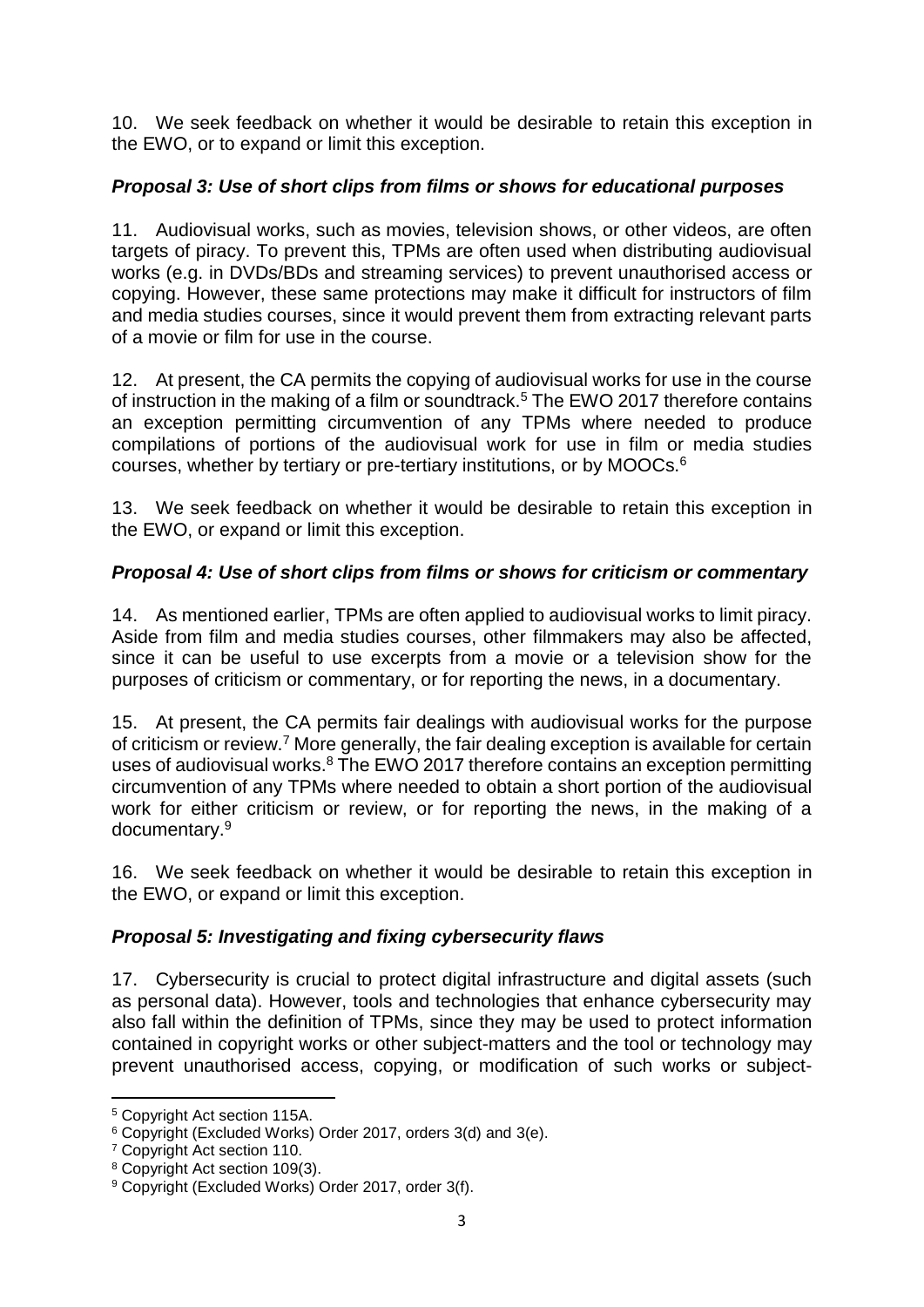10. We seek feedback on whether it would be desirable to retain this exception in the EWO, or to expand or limit this exception.

### *Proposal 3: Use of short clips from films or shows for educational purposes*

11. Audiovisual works, such as movies, television shows, or other videos, are often targets of piracy. To prevent this, TPMs are often used when distributing audiovisual works (e.g. in DVDs/BDs and streaming services) to prevent unauthorised access or copying. However, these same protections may make it difficult for instructors of film and media studies courses, since it would prevent them from extracting relevant parts of a movie or film for use in the course.

12. At present, the CA permits the copying of audiovisual works for use in the course of instruction in the making of a film or soundtrack.[5] The EWO 2017 therefore contains an exception permitting circumvention of any TPMs where needed to produce compilations of portions of the audiovisual work for use in film or media studies courses, whether by tertiary or pre-tertiary institutions, or by MOOCs.[6]

13. We seek feedback on whether it would be desirable to retain this exception in the EWO, or expand or limit this exception.

### *Proposal 4: Use of short clips from films or shows for criticism or commentary*

14. As mentioned earlier, TPMs are often applied to audiovisual works to limit piracy. Aside from film and media studies courses, other filmmakers may also be affected, since it can be useful to use excerpts from a movie or a television show for the purposes of criticism or commentary, or for reporting the news, in a documentary.

15. At present, the CA permits fair dealings with audiovisual works for the purpose of criticism or review.[7] More generally, the fair dealing exception is available for certain uses of audiovisual works.[8] The EWO 2017 therefore contains an exception permitting circumvention of any TPMs where needed to obtain a short portion of the audiovisual work for either criticism or review, or for reporting the news, in the making of a documentary.[9]

16. We seek feedback on whether it would be desirable to retain this exception in the EWO, or expand or limit this exception.

### *Proposal 5: Investigating and fixing cybersecurity flaws*

17. Cybersecurity is crucial to protect digital infrastructure and digital assets (such as personal data). However, tools and technologies that enhance cybersecurity may also fall within the definition of TPMs, since they may be used to protect information contained in copyright works or other subject-matters and the tool or technology may prevent unauthorised access, copying, or modification of such works or subject-

---

[5] Copyright Act section 115A.
[6] Copyright (Excluded Works) Order 2017, orders 3(d) and 3(e).
[7] Copyright Act section 110.
[8] Copyright Act section 109(3).
[9] Copyright (Excluded Works) Order 2017, order 3(f).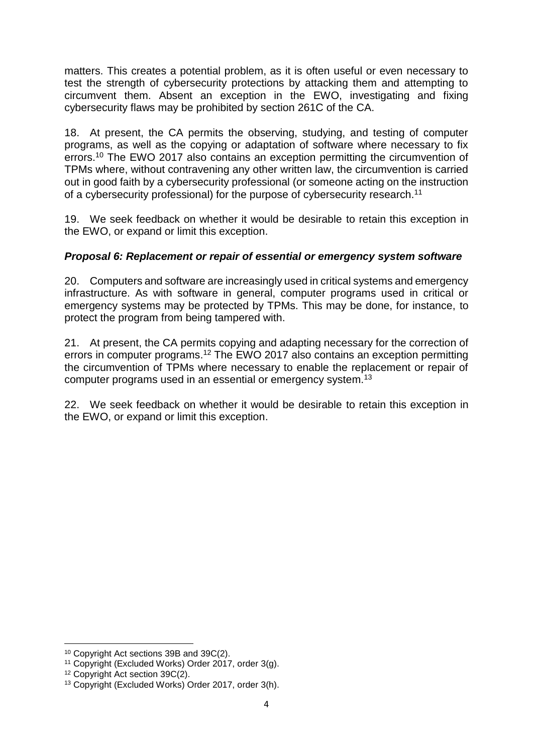matters. This creates a potential problem, as it is often useful or even necessary to test the strength of cybersecurity protections by attacking them and attempting to circumvent them. Absent an exception in the EWO, investigating and fixing cybersecurity flaws may be prohibited by section 261C of the CA.

18. At present, the CA permits the observing, studying, and testing of computer programs, as well as the copying or adaptation of software where necessary to fix errors.[10] The EWO 2017 also contains an exception permitting the circumvention of TPMs where, without contravening any other written law, the circumvention is carried out in good faith by a cybersecurity professional (or someone acting on the instruction of a cybersecurity professional) for the purpose of cybersecurity research.[11]

19. We seek feedback on whether it would be desirable to retain this exception in the EWO, or expand or limit this exception.

***Proposal 6: Replacement or repair of essential or emergency system software***

20. Computers and software are increasingly used in critical systems and emergency infrastructure. As with software in general, computer programs used in critical or emergency systems may be protected by TPMs. This may be done, for instance, to protect the program from being tampered with.

21. At present, the CA permits copying and adapting necessary for the correction of errors in computer programs.[12] The EWO 2017 also contains an exception permitting the circumvention of TPMs where necessary to enable the replacement or repair of computer programs used in an essential or emergency system.[13]

22. We seek feedback on whether it would be desirable to retain this exception in the EWO, or expand or limit this exception.

---

[10] Copyright Act sections 39B and 39C(2).

[11] Copyright (Excluded Works) Order 2017, order 3(g).

[12] Copyright Act section 39C(2).

[13] Copyright (Excluded Works) Order 2017, order 3(h).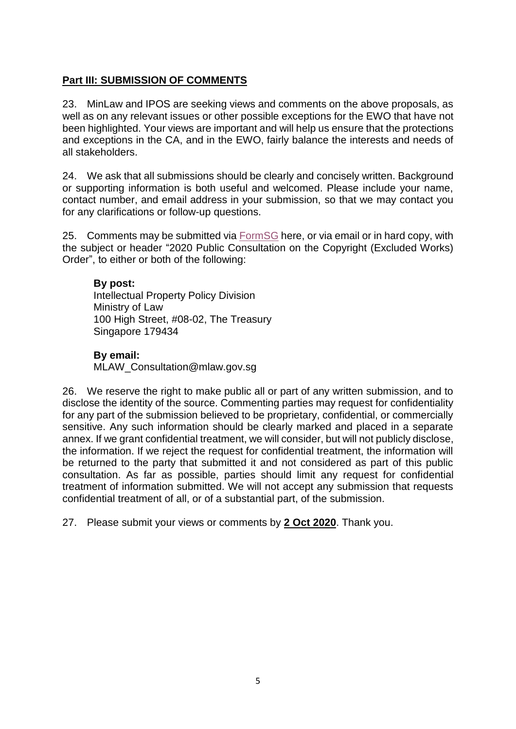## **Part III: SUBMISSION OF COMMENTS**

23. MinLaw and IPOS are seeking views and comments on the above proposals, as well as on any relevant issues or other possible exceptions for the EWO that have not been highlighted. Your views are important and will help us ensure that the protections and exceptions in the CA, and in the EWO, fairly balance the interests and needs of all stakeholders.

24. We ask that all submissions should be clearly and concisely written. Background or supporting information is both useful and welcomed. Please include your name, contact number, and email address in your submission, so that we may contact you for any clarifications or follow-up questions.

25. Comments may be submitted via FormSG here, or via email or in hard copy, with the subject or header "2020 Public Consultation on the Copyright (Excluded Works) Order", to either or both of the following:

**By post:**
Intellectual Property Policy Division
Ministry of Law
100 High Street, #08-02, The Treasury
Singapore 179434

**By email:**
MLAW_Consultation@mlaw.gov.sg

26. We reserve the right to make public all or part of any written submission, and to disclose the identity of the source. Commenting parties may request for confidentiality for any part of the submission believed to be proprietary, confidential, or commercially sensitive. Any such information should be clearly marked and placed in a separate annex. If we grant confidential treatment, we will consider, but will not publicly disclose, the information. If we reject the request for confidential treatment, the information will be returned to the party that submitted it and not considered as part of this public consultation. As far as possible, parties should limit any request for confidential treatment of information submitted. We will not accept any submission that requests confidential treatment of all, or of a substantial part, of the submission.

27. Please submit your views or comments by **2 Oct 2020**. Thank you.